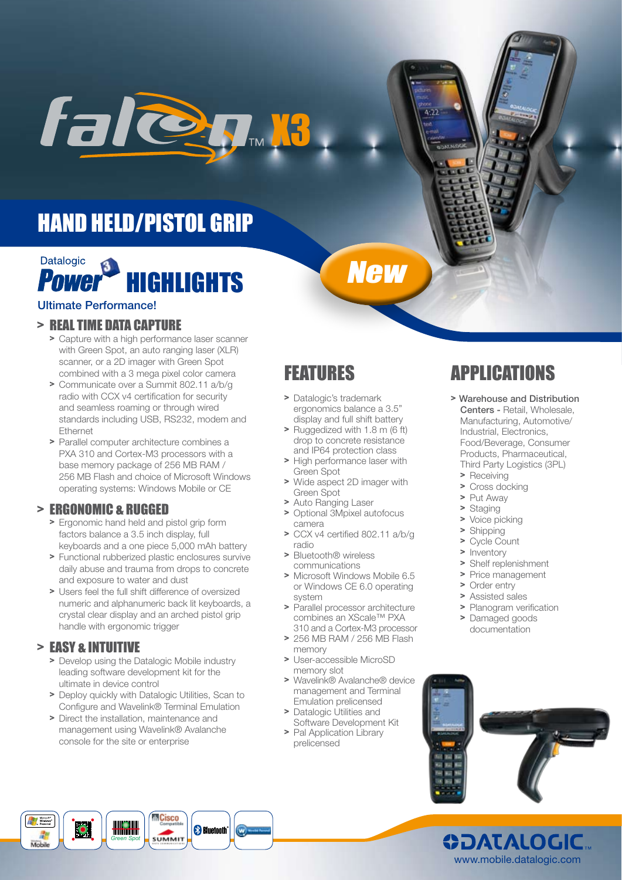# falcon™ X3

## HAND HELD/PISTOL GRIP

New

## Datalogic Power 3 HIGHLIGHTS

Ultimate Performance!

### > REAL TIME DATA CAPTURE

- > Capture with a high performance laser scanner with Green Spot, an auto ranging laser (XLR) scanner, or a 2D imager with Green Spot combined with a 3 mega pixel color camera
- > Communicate over a Summit 802.11 a/b/g radio with CCX v4 certification for security and seamless roaming or through wired standards including USB, RS232, modem and Ethernet
- > Parallel computer architecture combines a PXA 310 and Cortex-M3 processors with a base memory package of 256 MB RAM / 256 MB Flash and choice of Microsoft Windows operating systems: Windows Mobile or CE

### > ERGONOMIC & RUGGED

- > Ergonomic hand held and pistol grip form factors balance a 3.5 inch display, full keyboards and a one piece 5,000 mAh battery
- > Functional rubberized plastic enclosures survive daily abuse and trauma from drops to concrete and exposure to water and dust
- > Users feel the full shift difference of oversized numeric and alphanumeric back lit keyboards, a crystal clear display and an arched pistol grip handle with ergonomic trigger

### > EASY & INTUITIVE

- > Develop using the Datalogic Mobile industry leading software development kit for the ultimate in device control
- > Deploy quickly with Datalogic Utilities, Scan to Configure and Wavelink® Terminal Emulation
- > Direct the installation, maintenance and management using Wavelink® Avalanche console for the site or enterprise

## FEATURES

- > Datalogic's trademark ergonomics balance a 3.5" display and full shift battery
- > Ruggedized with 1.8 m (6 ft) drop to concrete resistance and IP64 protection class
- > High performance laser with Green Spot
- > Wide aspect 2D imager with Green Spot
- > Auto Ranging Laser
- > Optional 3Mpixel autofocus camera
- > CCX v4 certified 802.11 a/b/g radio
- > Bluetooth® wireless communications
- > Microsoft Windows Mobile 6.5 or Windows CE 6.0 operating system
- > Parallel processor architecture combines an XScale™ PXA 310 and a Cortex-M3 processor
- > 256 MB RAM / 256 MB Flash memory
- > User-accessible MicroSD memory slot
- > Wavelink® Avalanche® device management and Terminal Emulation prelicensed
- > Datalogic Utilities and Software Development Kit
- > Pal Application Library prelicensed

## APPLICATIONS

- > **Warehouse and Distribution Centers -** Retail, Wholesale, Manufacturing, Automotive/ Industrial, Electronics, Food/Beverage, Consumer Products, Pharmaceutical, Third Party Logistics (3PL)
  - > Receiving
  - > Cross docking
  - > Put Away
  - > Staging
  - > Voice picking
  - > Shipping
  - > Cycle Count
  - > Inventory
  - > Shelf replenishment
  - > Price management
  - > Order entry
  - > Assisted sales
  - > Planogram verification
  - > Damaged goods documentation

DATALOGIC

www.mobile.datalogic.com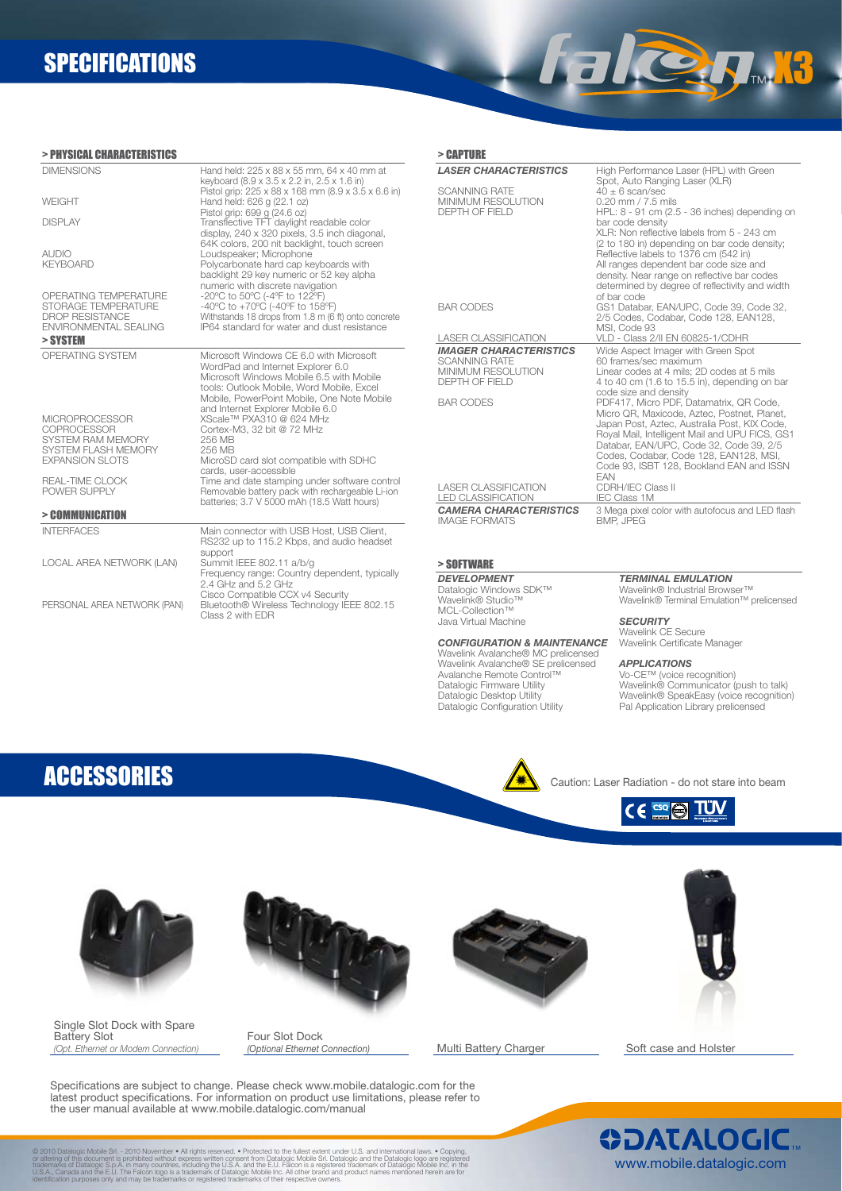# SPECIFICATIONS

falcon™ X3

## > PHYSICAL CHARACTERISTICS

| | |
|---|---|
| DIMENSIONS | Hand held: 225 x 88 x 55 mm, 64 x 40 mm at keyboard (8.9 x 3.5 x 2.2 in, 2.5 x 1.6 in) Pistol grip: 225 x 88 x 168 mm (8.9 x 3.5 x 6.6 in) |
| WEIGHT | Hand held: 626 g (22.1 oz) Pistol grip: 699 g (24.6 oz) |
| DISPLAY | Transflective TFT daylight readable color display, 240 x 320 pixels, 3.5 inch diagonal, 64K colors, 200 nit backlight, touch screen |
| AUDIO | Loudspeaker; Microphone |
| KEYBOARD | Polycarbonate hard cap keyboards with backlight 29 key numeric or 52 key alpha numeric with discrete navigation |
| OPERATING TEMPERATURE | -20ºC to 50ºC (-4ºF to 122ºF) |
| STORAGE TEMPERATURE | -40ºC to +70ºC (-40ºF to 158ºF) |
| DROP RESISTANCE | Withstands 18 drops from 1.8 m (6 ft) onto concrete |
| ENVIRONMENTAL SEALING | IP64 standard for water and dust resistance |

## > SYSTEM

| | |
|---|---|
| OPERATING SYSTEM | Microsoft Windows CE 6.0 with Microsoft WordPad and Internet Explorer 6.0 Microsoft Windows Mobile 6.5 with Mobile tools: Outlook Mobile, Word Mobile, Excel Mobile, PowerPoint Mobile, One Note Mobile and Internet Explorer Mobile 6.0 |
| MICROPROCESSOR | XScale™ PXA310 @ 624 MHz |
| COPROCESSOR | Cortex-M3, 32 bit @ 72 MHz |
| SYSTEM RAM MEMORY | 256 MB |
| SYSTEM FLASH MEMORY | 256 MB |
| EXPANSION SLOTS | MicroSD card slot compatible with SDHC cards, user-accessible |
| REAL-TIME CLOCK | Time and date stamping under software control |
| POWER SUPPLY | Removable battery pack with rechargeable Li-ion batteries; 3.7 V 5000 mAh (18.5 Watt hours) |

## > COMMUNICATION

| | |
|---|---|
| INTERFACES | Main connector with USB Host, USB Client, RS232 up to 115.2 Kbps, and audio headset support |
| LOCAL AREA NETWORK (LAN) | Summit IEEE 802.11 a/b/g Frequency range: Country dependent, typically 2.4 GHz and 5.2 GHz Cisco Compatible CCX v4 Security |
| PERSONAL AREA NETWORK (PAN) | Bluetooth® Wireless Technology IEEE 802.15 Class 2 with EDR |

## > CAPTURE

| | |
|---|---|
| ***LASER CHARACTERISTICS*** | High Performance Laser (HPL) with Green Spot, Auto Ranging Laser (XLR) |
| SCANNING RATE | 40 ± 6 scan/sec |
| MINIMUM RESOLUTION | 0.20 mm / 7.5 mils |
| DEPTH OF FIELD | HPL: 8 - 91 cm (2.5 - 36 inches) depending on bar code density XLR: Non reflective labels from 5 - 243 cm (2 to 180 in) depending on bar code density; Reflective labels to 1376 cm (542 in) All ranges dependent bar code size and density. Near range on reflective bar codes determined by degree of reflectivity and width of bar code |
| BAR CODES | GS1 Databar, EAN/UPC, Code 39, Code 32, 2/5 Codes, Codabar, Code 128, EAN128, MSI, Code 93 |
| LASER CLASSIFICATION | VLD - Class 2/II EN 60825-1/CDHR |
| ***IMAGER CHARACTERISTICS*** | Wide Aspect Imager with Green Spot |
| SCANNING RATE | 60 frames/sec maximum |
| MINIMUM RESOLUTION | Linear codes at 4 mils; 2D codes at 5 mils |
| DEPTH OF FIELD | 4 to 40 cm (1.6 to 15.5 in), depending on bar code size and density |
| BAR CODES | PDF417, Micro PDF, Datamatrix, QR Code, Micro QR, Maxicode, Aztec, Postnet, Planet, Japan Post, Aztec, Australia Post, KIX Code, Royal Mail, Intelligent Mail and UPU FICS, GS1 Databar, EAN/UPC, Code 32, Code 39, 2/5 Codes, Codabar, Code 128, EAN128, MSI, Code 93, ISBT 128, Bookland EAN and ISSN EAN |
| LASER CLASSIFICATION | CDRH/IEC Class II |
| LED CLASSIFICATION | IEC Class 1M |
| ***CAMERA CHARACTERISTICS*** | 3 Mega pixel color with autofocus and LED flash |
| IMAGE FORMATS | BMP, JPEG |

## > SOFTWARE

***DEVELOPMENT***
Datalogic Windows SDK™
Wavelink® Studio™
MCL-Collection™
Java Virtual Machine

***CONFIGURATION & MAINTENANCE***
Wavelink Avalanche® MC prelicensed
Wavelink Avalanche® SE prelicensed
Avalanche Remote Control™
Datalogic Firmware Utility
Datalogic Desktop Utility
Datalogic Configuration Utility

***TERMINAL EMULATION***
Wavelink® Industrial Browser™
Wavelink® Terminal Emulation™ prelicensed

***SECURITY***
Wavelink CE Secure
Wavelink Certificate Manager

***APPLICATIONS***
Vo-CE™ (voice recognition)
Wavelink® Communicator (push to talk)
Wavelink® SpeakEasy (voice recognition)
Pal Application Library prelicensed

# ACCESSORIES

Caution: Laser Radiation - do not stare into beam

Single Slot Dock with Spare Battery Slot
*(Opt. Ethernet or Modem Connection)*

Four Slot Dock
*(Optional Ethernet Connection)*

Multi Battery Charger

Soft case and Holster

Specifications are subject to change. Please check www.mobile.datalogic.com for the latest product specifications. For information on product use limitations, please refer to the user manual available at www.mobile.datalogic.com/manual

© 2010 Datalogic Mobile Srl. - 2010 November • All rights reserved. • Protected to the fullest extent under U.S. and international laws. • Copying, or altering of this document is prohibited without express written consent from Datalogic Mobile Srl. Datalogic and the Datalogic logo are registered trademarks of Datalogic S.p.A. in many countries, including the U.S.A. and the E.U. Falcon is a registered trademark of Datalogic Mobile Inc. in the U.S.A., Canada and the E.U. The Falcon logo is a trademark of Datalogic Mobile Inc. All other brand and product names mentioned herein are for identification purposes only and may be trademarks or registered trademarks of their respective owners.

DATALOGIC™
www.mobile.datalogic.com